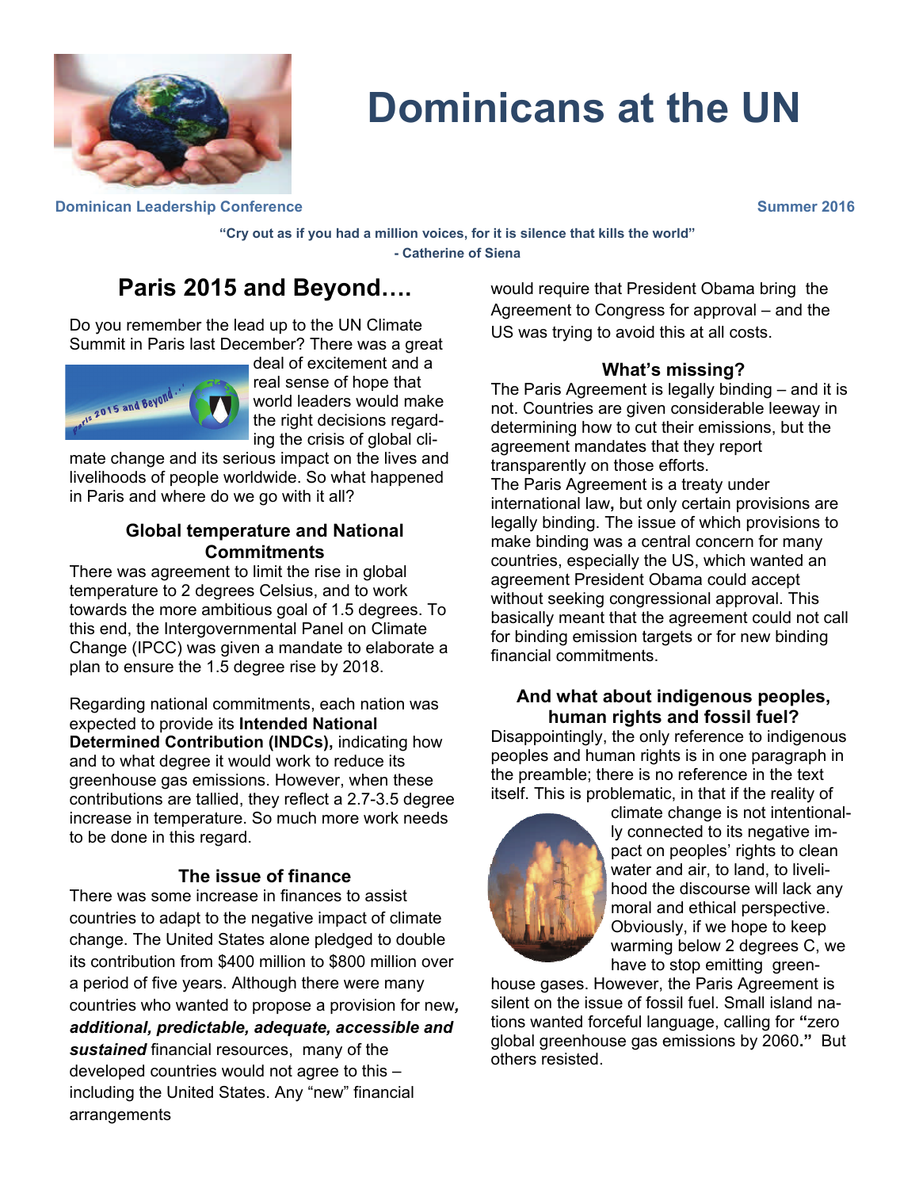# Dominicans at the UN

**Dominican Leadership Conference** **Summer 2016**

**"Cry out as if you had a million voices, for it is silence that kills the world"**
**- Catherine of Siena**

## Paris 2015 and Beyond….

Do you remember the lead up to the UN Climate Summit in Paris last December? There was a great deal of excitement and a real sense of hope that world leaders would make the right decisions regarding the crisis of global climate change and its serious impact on the lives and livelihoods of people worldwide. So what happened in Paris and where do we go with it all?

### Global temperature and National Commitments

There was agreement to limit the rise in global temperature to 2 degrees Celsius, and to work towards the more ambitious goal of 1.5 degrees. To this end, the Intergovernmental Panel on Climate Change (IPCC) was given a mandate to elaborate a plan to ensure the 1.5 degree rise by 2018.

Regarding national commitments, each nation was expected to provide its **Intended National Determined Contribution (INDCs),** indicating how and to what degree it would work to reduce its greenhouse gas emissions. However, when these contributions are tallied, they reflect a 2.7-3.5 degree increase in temperature. So much more work needs to be done in this regard.

### The issue of finance

There was some increase in finances to assist countries to adapt to the negative impact of climate change. The United States alone pledged to double its contribution from $400 million to $800 million over a period of five years. Although there were many countries who wanted to propose a provision for new***, additional, predictable, adequate, accessible and sustained*** financial resources, many of the developed countries would not agree to this – including the United States. Any "new" financial arrangements would require that President Obama bring the Agreement to Congress for approval – and the US was trying to avoid this at all costs.

### What's missing?

The Paris Agreement is legally binding – and it is not. Countries are given considerable leeway in determining how to cut their emissions, but the agreement mandates that they report transparently on those efforts.
The Paris Agreement is a treaty under international law**,** but only certain provisions are legally binding. The issue of which provisions to make binding was a central concern for many countries, especially the US, which wanted an agreement President Obama could accept without seeking congressional approval. This basically meant that the agreement could not call for binding emission targets or for new binding financial commitments.

### And what about indigenous peoples, human rights and fossil fuel?

Disappointingly, the only reference to indigenous peoples and human rights is in one paragraph in the preamble; there is no reference in the text itself. This is problematic, in that if the reality of climate change is not intentionally connected to its negative impact on peoples' rights to clean water and air, to land, to livelihood the discourse will lack any moral and ethical perspective. Obviously, if we hope to keep warming below 2 degrees C, we have to stop emitting greenhouse gases. However, the Paris Agreement is silent on the issue of fossil fuel. Small island nations wanted forceful language, calling for **"**zero global greenhouse gas emissions by 2060**."** But others resisted.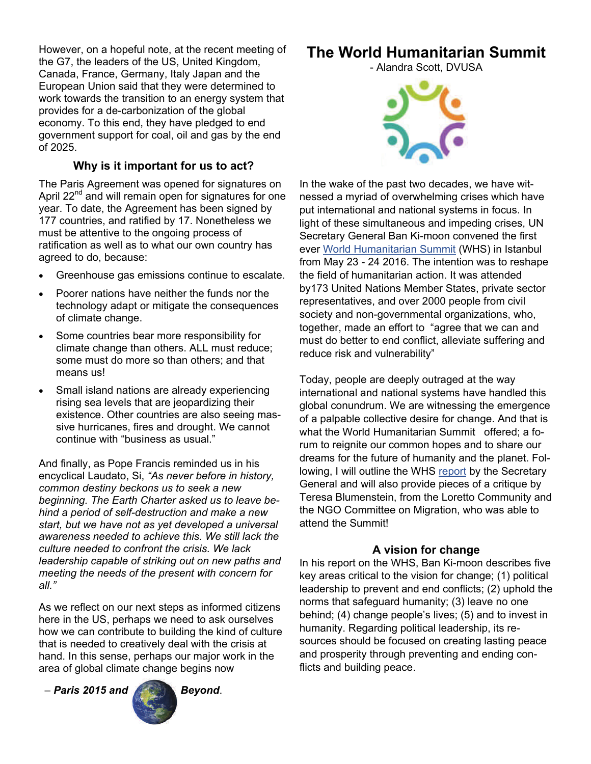However, on a hopeful note, at the recent meeting of the G7, the leaders of the US, United Kingdom, Canada, France, Germany, Italy Japan and the European Union said that they were determined to work towards the transition to an energy system that provides for a de-carbonization of the global economy. To this end, they have pledged to end government support for coal, oil and gas by the end of 2025.

### Why is it important for us to act?

The Paris Agreement was opened for signatures on April 22nd and will remain open for signatures for one year. To date, the Agreement has been signed by 177 countries, and ratified by 17. Nonetheless we must be attentive to the ongoing process of ratification as well as to what our own country has agreed to do, because:

- Greenhouse gas emissions continue to escalate.
- Poorer nations have neither the funds nor the technology adapt or mitigate the consequences of climate change.
- Some countries bear more responsibility for climate change than others. ALL must reduce; some must do more so than others; and that means us!
- Small island nations are already experiencing rising sea levels that are jeopardizing their existence. Other countries are also seeing massive hurricanes, fires and drought. We cannot continue with "business as usual."

And finally, as Pope Francis reminded us in his encyclical Laudato, Si, *"As never before in history, common destiny beckons us to seek a new beginning. The Earth Charter asked us to leave behind a period of self-destruction and make a new start, but we have not as yet developed a universal awareness needed to achieve this. We still lack the culture needed to confront the crisis. We lack leadership capable of striking out on new paths and meeting the needs of the present with concern for all."*

As we reflect on our next steps as informed citizens here in the US, perhaps we need to ask ourselves how we can contribute to building the kind of culture that is needed to creatively deal with the crisis at hand. In this sense, perhaps our major work in the area of global climate change begins now

– ***Paris 2015 and Beyond***.

# The World Humanitarian Summit

- Alandra Scott, DVUSA

In the wake of the past two decades, we have witnessed a myriad of overwhelming crises which have put international and national systems in focus. In light of these simultaneous and impeding crises, UN Secretary General Ban Ki-moon convened the first ever World Humanitarian Summit (WHS) in Istanbul from May 23 - 24 2016. The intention was to reshape the field of humanitarian action. It was attended by173 United Nations Member States, private sector representatives, and over 2000 people from civil society and non-governmental organizations, who, together, made an effort to "agree that we can and must do better to end conflict, alleviate suffering and reduce risk and vulnerability"

Today, people are deeply outraged at the way international and national systems have handled this global conundrum. We are witnessing the emergence of a palpable collective desire for change. And that is what the World Humanitarian Summit offered; a forum to reignite our common hopes and to share our dreams for the future of humanity and the planet. Following, I will outline the WHS report by the Secretary General and will also provide pieces of a critique by Teresa Blumenstein, from the Loretto Community and the NGO Committee on Migration, who was able to attend the Summit!

### A vision for change

In his report on the WHS, Ban Ki-moon describes five key areas critical to the vision for change; (1) political leadership to prevent and end conflicts; (2) uphold the norms that safeguard humanity; (3) leave no one behind; (4) change people's lives; (5) and to invest in humanity. Regarding political leadership, its resources should be focused on creating lasting peace and prosperity through preventing and ending conflicts and building peace.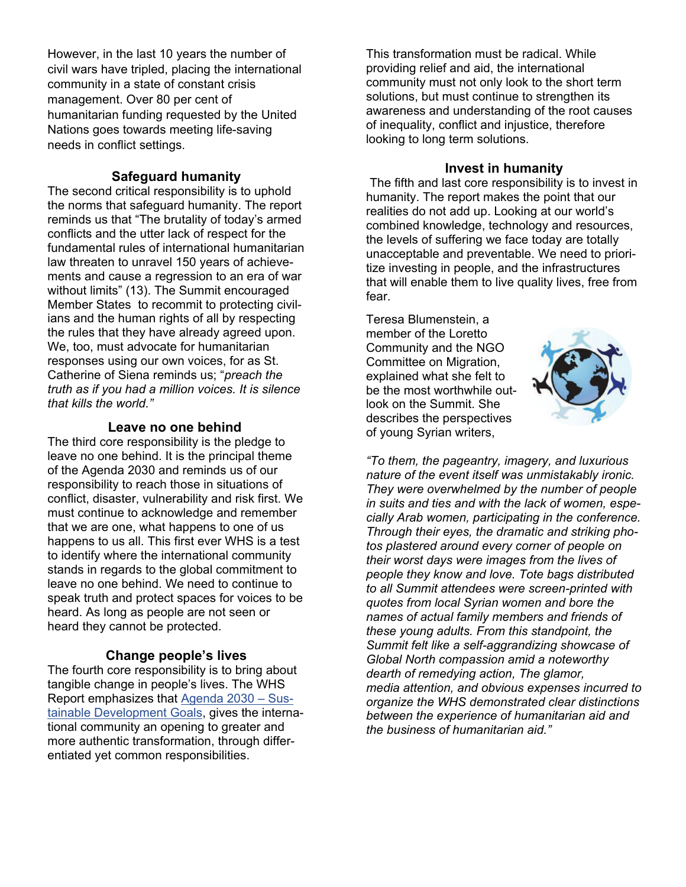However, in the last 10 years the number of civil wars have tripled, placing the international community in a state of constant crisis management. Over 80 per cent of humanitarian funding requested by the United Nations goes towards meeting life-saving needs in conflict settings.

### Safeguard humanity

The second critical responsibility is to uphold the norms that safeguard humanity. The report reminds us that "The brutality of today's armed conflicts and the utter lack of respect for the fundamental rules of international humanitarian law threaten to unravel 150 years of achievements and cause a regression to an era of war without limits" (13). The Summit encouraged Member States to recommit to protecting civilians and the human rights of all by respecting the rules that they have already agreed upon. We, too, must advocate for humanitarian responses using our own voices, for as St. Catherine of Siena reminds us; "*preach the truth as if you had a million voices. It is silence that kills the world."*

### Leave no one behind

The third core responsibility is the pledge to leave no one behind. It is the principal theme of the Agenda 2030 and reminds us of our responsibility to reach those in situations of conflict, disaster, vulnerability and risk first. We must continue to acknowledge and remember that we are one, what happens to one of us happens to us all. This first ever WHS is a test to identify where the international community stands in regards to the global commitment to leave no one behind. We need to continue to speak truth and protect spaces for voices to be heard. As long as people are not seen or heard they cannot be protected.

### Change people's lives

The fourth core responsibility is to bring about tangible change in people's lives. The WHS Report emphasizes that Agenda 2030 – Sustainable Development Goals, gives the international community an opening to greater and more authentic transformation, through differentiated yet common responsibilities.

This transformation must be radical. While providing relief and aid, the international community must not only look to the short term solutions, but must continue to strengthen its awareness and understanding of the root causes of inequality, conflict and injustice, therefore looking to long term solutions.

### Invest in humanity

The fifth and last core responsibility is to invest in humanity. The report makes the point that our realities do not add up. Looking at our world's combined knowledge, technology and resources, the levels of suffering we face today are totally unacceptable and preventable. We need to prioritize investing in people, and the infrastructures that will enable them to live quality lives, free from fear.

Teresa Blumenstein, a member of the Loretto Community and the NGO Committee on Migration, explained what she felt to be the most worthwhile outlook on the Summit. She describes the perspectives of young Syrian writers,

*"To them, the pageantry, imagery, and luxurious nature of the event itself was unmistakably ironic. They were overwhelmed by the number of people in suits and ties and with the lack of women, especially Arab women, participating in the conference. Through their eyes, the dramatic and striking photos plastered around every corner of people on their worst days were images from the lives of people they know and love. Tote bags distributed to all Summit attendees were screen-printed with quotes from local Syrian women and bore the names of actual family members and friends of these young adults. From this standpoint, the Summit felt like a self-aggrandizing showcase of Global North compassion amid a noteworthy dearth of remedying action, The glamor, media attention, and obvious expenses incurred to organize the WHS demonstrated clear distinctions between the experience of humanitarian aid and the business of humanitarian aid."*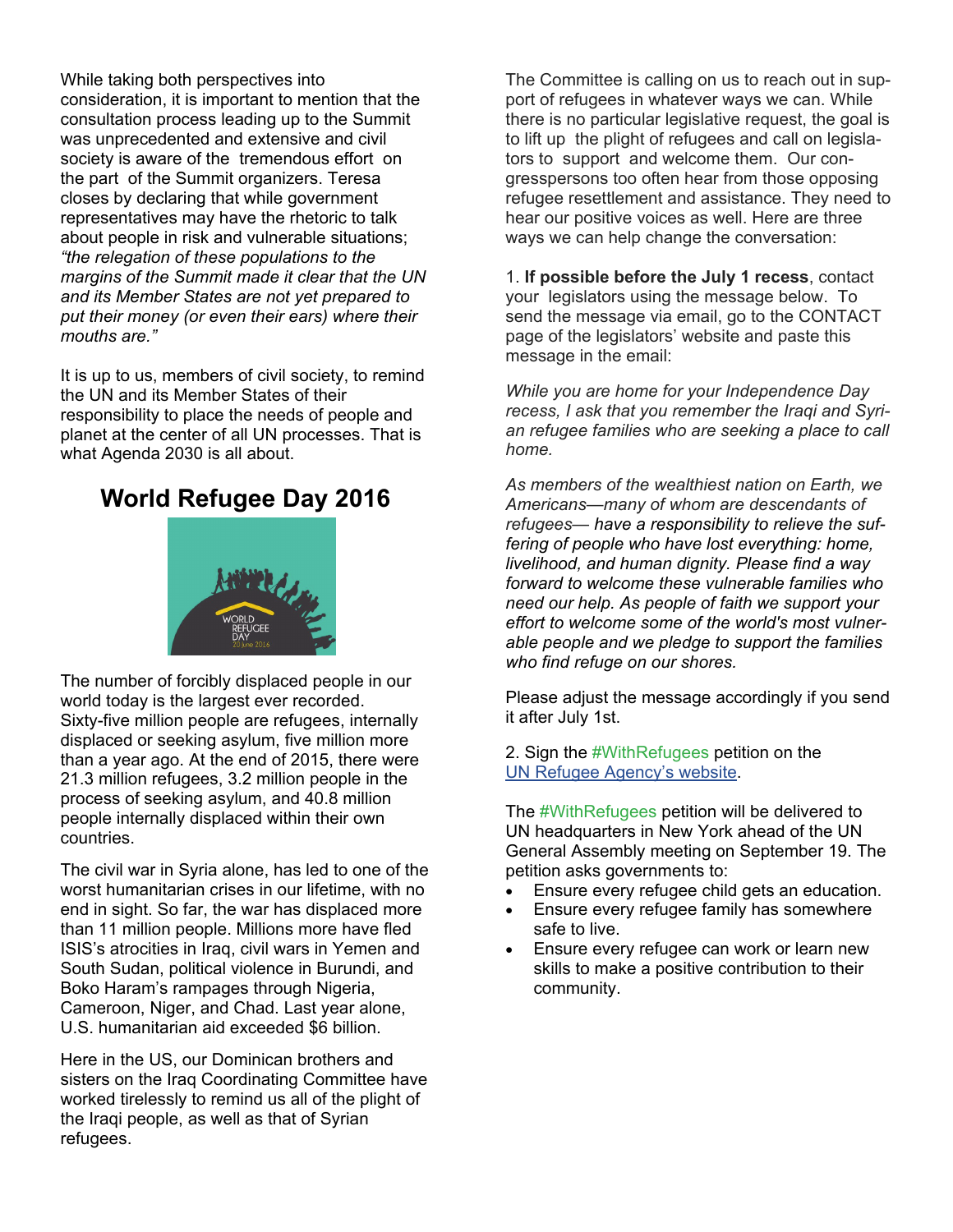While taking both perspectives into consideration, it is important to mention that the consultation process leading up to the Summit was unprecedented and extensive and civil society is aware of the tremendous effort on the part of the Summit organizers. Teresa closes by declaring that while government representatives may have the rhetoric to talk about people in risk and vulnerable situations; *"the relegation of these populations to the margins of the Summit made it clear that the UN and its Member States are not yet prepared to put their money (or even their ears) where their mouths are."*

It is up to us, members of civil society, to remind the UN and its Member States of their responsibility to place the needs of people and planet at the center of all UN processes. That is what Agenda 2030 is all about.

## World Refugee Day 2016

The number of forcibly displaced people in our world today is the largest ever recorded. Sixty-five million people are refugees, internally displaced or seeking asylum, five million more than a year ago. At the end of 2015, there were 21.3 million refugees, 3.2 million people in the process of seeking asylum, and 40.8 million people internally displaced within their own countries.

The civil war in Syria alone, has led to one of the worst humanitarian crises in our lifetime, with no end in sight. So far, the war has displaced more than 11 million people. Millions more have fled ISIS's atrocities in Iraq, civil wars in Yemen and South Sudan, political violence in Burundi, and Boko Haram's rampages through Nigeria, Cameroon, Niger, and Chad. Last year alone, U.S. humanitarian aid exceeded $6 billion.

Here in the US, our Dominican brothers and sisters on the Iraq Coordinating Committee have worked tirelessly to remind us all of the plight of the Iraqi people, as well as that of Syrian refugees.

The Committee is calling on us to reach out in support of refugees in whatever ways we can. While there is no particular legislative request, the goal is to lift up the plight of refugees and call on legislators to support and welcome them. Our congresspersons too often hear from those opposing refugee resettlement and assistance. They need to hear our positive voices as well. Here are three ways we can help change the conversation:

1. **If possible before the July 1 recess**, contact your legislators using the message below. To send the message via email, go to the CONTACT page of the legislators' website and paste this message in the email:

*While you are home for your Independence Day recess, I ask that you remember the Iraqi and Syrian refugee families who are seeking a place to call home.*

*As members of the wealthiest nation on Earth, we Americans—many of whom are descendants of refugees— have a responsibility to relieve the suffering of people who have lost everything: home, livelihood, and human dignity. Please find a way forward to welcome these vulnerable families who need our help. As people of faith we support your effort to welcome some of the world's most vulnerable people and we pledge to support the families who find refuge on our shores.*

Please adjust the message accordingly if you send it after July 1st.

2. Sign the #WithRefugees petition on the UN Refugee Agency's website.

The #WithRefugees petition will be delivered to UN headquarters in New York ahead of the UN General Assembly meeting on September 19. The petition asks governments to:

- Ensure every refugee child gets an education.
- Ensure every refugee family has somewhere safe to live.
- Ensure every refugee can work or learn new skills to make a positive contribution to their community.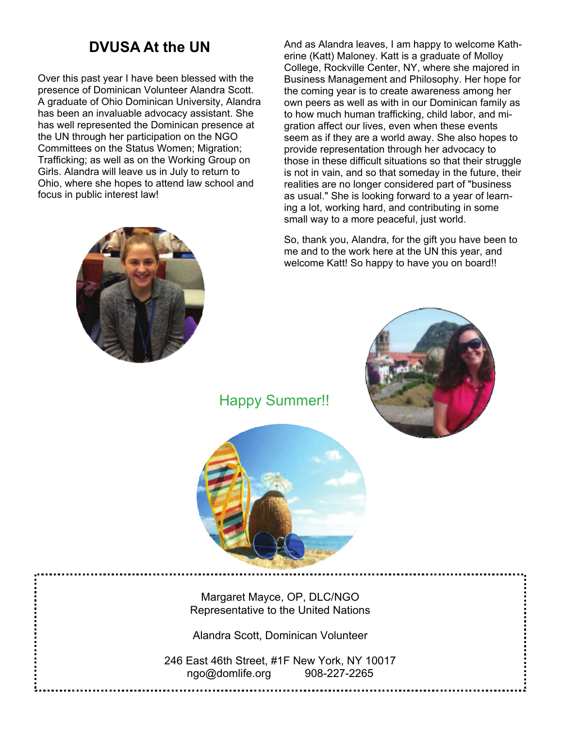## DVUSA At the UN

Over this past year I have been blessed with the presence of Dominican Volunteer Alandra Scott. A graduate of Ohio Dominican University, Alandra has been an invaluable advocacy assistant. She has well represented the Dominican presence at the UN through her participation on the NGO Committees on the Status Women; Migration; Trafficking; as well as on the Working Group on Girls. Alandra will leave us in July to return to Ohio, where she hopes to attend law school and focus in public interest law!

And as Alandra leaves, I am happy to welcome Katherine (Katt) Maloney. Katt is a graduate of Molloy College, Rockville Center, NY, where she majored in Business Management and Philosophy. Her hope for the coming year is to create awareness among her own peers as well as with in our Dominican family as to how much human trafficking, child labor, and migration affect our lives, even when these events seem as if they are a world away. She also hopes to provide representation through her advocacy to those in these difficult situations so that their struggle is not in vain, and so that someday in the future, their realities are no longer considered part of "business as usual." She is looking forward to a year of learning a lot, working hard, and contributing in some small way to a more peaceful, just world.

So, thank you, Alandra, for the gift you have been to me and to the work here at the UN this year, and welcome Katt! So happy to have you on board!!

Happy Summer!!

Margaret Mayce, OP, DLC/NGO
Representative to the United Nations

Alandra Scott, Dominican Volunteer

246 East 46th Street, #1F New York, NY 10017
ngo@domlife.org 908-227-2265